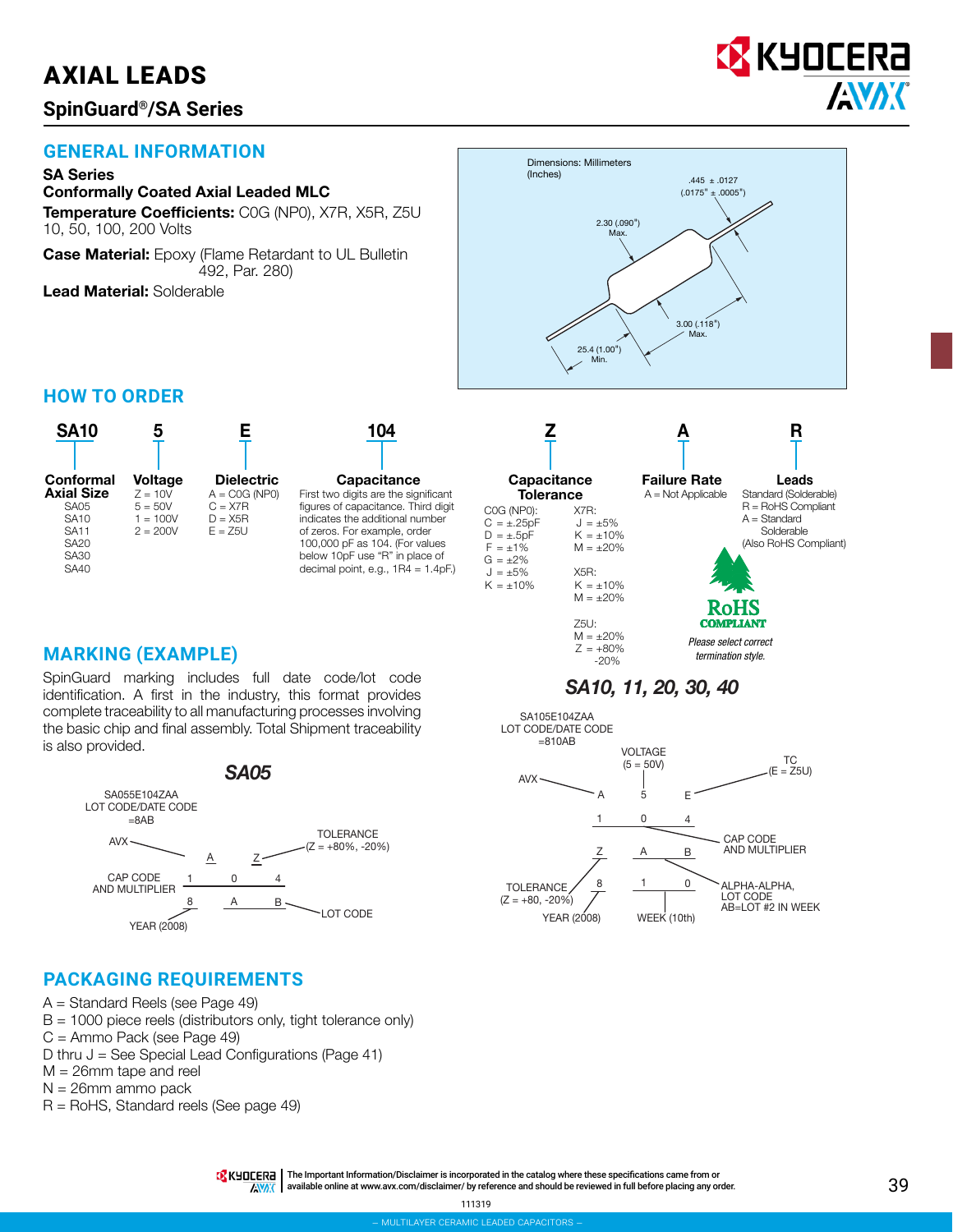# AXIAL LEADS

## SpinGuard®/SA Series

## GENERAL INFORMATION

**SA Series**
**Conformally Coated Axial Leaded MLC**

**Temperature Coefficients:** C0G (NP0), X7R, X5R, Z5U
10, 50, 100, 200 Volts

**Case Material:** Epoxy (Flame Retardant to UL Bulletin 492, Par. 280)

**Lead Material:** Solderable

Dimensions: Millimeters (Inches)

.445 ± .0127 (.0175" ± .0005")

2.30 (.090") Max.

3.00 (.118") Max.

25.4 (1.00") Min.

## HOW TO ORDER

| SA10 | 5 | E | 104 | Z | A | R |
|---|---|---|---|---|---|---|
| **Conformal Axial Size** | **Voltage** | **Dielectric** | **Capacitance** | **Capacitance Tolerance** | **Failure Rate** | **Leads** |
| SA05<br>SA10<br>SA11<br>SA20<br>SA30<br>SA40 | Z = 10V<br>5 = 50V<br>1 = 100V<br>2 = 200V | A = C0G (NP0)<br>C = X7R<br>D = X5R<br>E = Z5U | First two digits are the significant figures of capacitance. Third digit indicates the additional number of zeros. For example, order 100,000 pF as 104. (For values below 10pF use "R" in place of decimal point, e.g., 1R4 = 1.4pF.) | C0G (NP0):<br>C = ±.25pF<br>D = ±.5pF<br>F = ±1%<br>G = ±2%<br>J = ±5%<br>K = ±10%<br><br>X7R:<br>J = ±5%<br>K = ±10%<br>M = ±20%<br><br>X5R:<br>K = ±10%<br>M = ±20%<br><br>Z5U:<br>M = ±20%<br>Z = +80% -20% | A = Not Applicable | Standard (Solderable)<br>R = RoHS Compliant<br>A = Standard Solderable (Also RoHS Compliant) |

RoHS COMPLIANT

*Please select correct termination style.*

## MARKING (EXAMPLE)

SpinGuard marking includes full date code/lot code identification. A first in the industry, this format provides complete traceability to all manufacturing processes involving the basic chip and final assembly. Total Shipment traceability is also provided.

### *SA05*

SA055E104ZAA
LOT CODE/DATE CODE =8AB

AVX — A Z — TOLERANCE (Z = +80%, -20%)
CAP CODE AND MULTIPLIER — 1 0 4
YEAR (2008) — 8 A B — LOT CODE

### *SA10, 11, 20, 30, 40*

SA105E104ZAA
LOT CODE/DATE CODE =810AB

AVX — A; VOLTAGE (5 = 50V) — 5; TC (E = Z5U) — E
1 0 4 — CAP CODE AND MULTIPLIER
TOLERANCE (Z = +80, -20%) — Z A B
YEAR (2008) — 8; WEEK (10th) — 1 0 — ALPHA-ALPHA, LOT CODE AB=LOT #2 IN WEEK

## PACKAGING REQUIREMENTS

A = Standard Reels (see Page 49)
B = 1000 piece reels (distributors only, tight tolerance only)
C = Ammo Pack (see Page 49)
D thru J = See Special Lead Configurations (Page 41)
M = 26mm tape and reel
N = 26mm ammo pack
R = RoHS, Standard reels (See page 49)

The Important Information/Disclaimer is incorporated in the catalog where these specifications came from or available online at www.avx.com/disclaimer/ by reference and should be reviewed in full before placing any order.

111319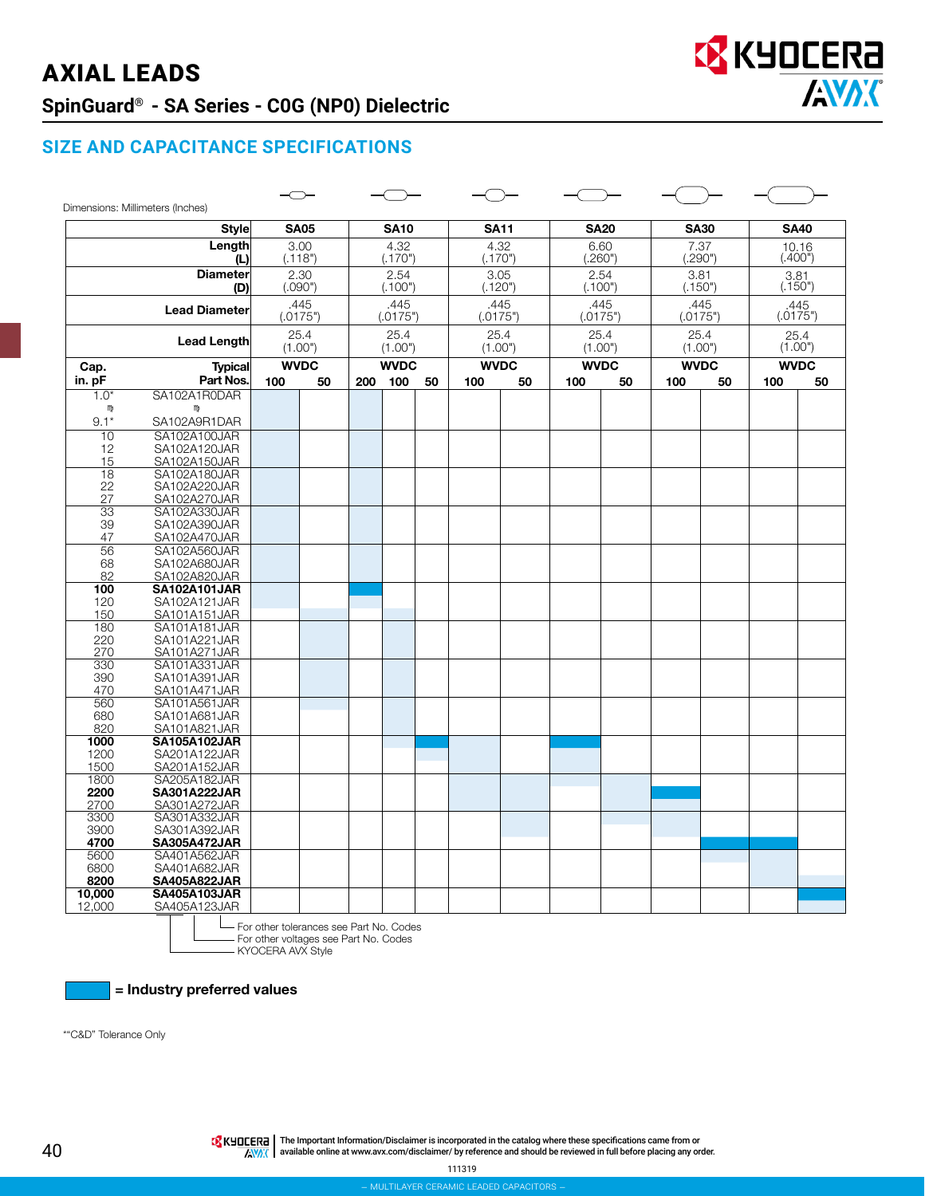# AXIAL LEADS

## SpinGuard® - SA Series - C0G (NP0) Dielectric

### SIZE AND CAPACITANCE SPECIFICATIONS

Dimensions: Millimeters (Inches)

| | Style | SA05 | | SA10 | | | SA11 | | SA20 | | SA30 | | SA40 | |
|---|---|---|---|---|---|---|---|---|---|---|---|---|---|---|
| | Length (L) | 3.00 (.118") | | 4.32 (.170") | | | 4.32 (.170") | | 6.60 (.260") | | 7.37 (.290") | | 10.16 (.400") | |
| | Diameter (D) | 2.30 (.090") | | 2.54 (.100") | | | 3.05 (.120") | | 2.54 (.100") | | 3.81 (.150") | | 3.81 (.150") | |
| | Lead Diameter | .445 (.0175") | | .445 (.0175") | | | .445 (.0175") | | .445 (.0175") | | .445 (.0175") | | .445 (.0175") | |
| | Lead Length | 25.4 (1.00") | | 25.4 (1.00") | | | 25.4 (1.00") | | 25.4 (1.00") | | 25.4 (1.00") | | 25.4 (1.00") | |
| Cap. in. pF | Typical Part Nos. | WVDC | | WVDC | | | WVDC | | WVDC | | WVDC | | WVDC | |
| | | 100 | 50 | 200 | 100 | 50 | 100 | 50 | 100 | 50 | 100 | 50 | 100 | 50 |
| 1.0* | SA102A1R0DAR | | | | | | | | | | | | | |
| ⇓ | ⇓ | | | | | | | | | | | | | |
| 9.1* | SA102A9R1DAR | | | | | | | | | | | | | |
| 10 | SA102A100JAR | | | | | | | | | | | | | |
| 12 | SA102A120JAR | | | | | | | | | | | | | |
| 15 | SA102A150JAR | | | | | | | | | | | | | |
| 18 | SA102A180JAR | | | | | | | | | | | | | |
| 22 | SA102A220JAR | | | | | | | | | | | | | |
| 27 | SA102A270JAR | | | | | | | | | | | | | |
| 33 | SA102A330JAR | | | | | | | | | | | | | |
| 39 | SA102A390JAR | | | | | | | | | | | | | |
| 47 | SA102A470JAR | | | | | | | | | | | | | |
| 56 | SA102A560JAR | | | | | | | | | | | | | |
| 68 | SA102A680JAR | | | | | | | | | | | | | |
| 82 | SA102A820JAR | | | | | | | | | | | | | |
| **100** | **SA102A101JAR** | | | | | | | | | | | | | |
| 120 | SA102A121JAR | | | | | | | | | | | | | |
| 150 | SA101A151JAR | | | | | | | | | | | | | |
| 180 | SA101A181JAR | | | | | | | | | | | | | |
| 220 | SA101A221JAR | | | | | | | | | | | | | |
| 270 | SA101A271JAR | | | | | | | | | | | | | |
| 330 | SA101A331JAR | | | | | | | | | | | | | |
| 390 | SA101A391JAR | | | | | | | | | | | | | |
| 470 | SA101A471JAR | | | | | | | | | | | | | |
| 560 | SA101A561JAR | | | | | | | | | | | | | |
| 680 | SA101A681JAR | | | | | | | | | | | | | |
| 820 | SA101A821JAR | | | | | | | | | | | | | |
| **1000** | **SA105A102JAR** | | | | | | | | | | | | | |
| 1200 | SA201A122JAR | | | | | | | | | | | | | |
| 1500 | SA201A152JAR | | | | | | | | | | | | | |
| 1800 | SA205A182JAR | | | | | | | | | | | | | |
| **2200** | **SA301A222JAR** | | | | | | | | | | | | | |
| 2700 | SA301A272JAR | | | | | | | | | | | | | |
| 3300 | SA301A332JAR | | | | | | | | | | | | | |
| 3900 | SA301A392JAR | | | | | | | | | | | | | |
| **4700** | **SA305A472JAR** | | | | | | | | | | | | | |
| 5600 | SA401A562JAR | | | | | | | | | | | | | |
| 6800 | SA401A682JAR | | | | | | | | | | | | | |
| **8200** | **SA405A822JAR** | | | | | | | | | | | | | |
| **10,000** | **SA405A103JAR** | | | | | | | | | | | | | |
| 12,000 | SA405A123JAR | | | | | | | | | | | | | |

- For other tolerances see Part No. Codes
- For other voltages see Part No. Codes
- KYOCERA AVX Style

= Industry preferred values

*"C&D" Tolerance Only

The Important Information/Disclaimer is incorporated in the catalog where these specifications came from or available online at www.avx.com/disclaimer/ by reference and should be reviewed in full before placing any order.

111319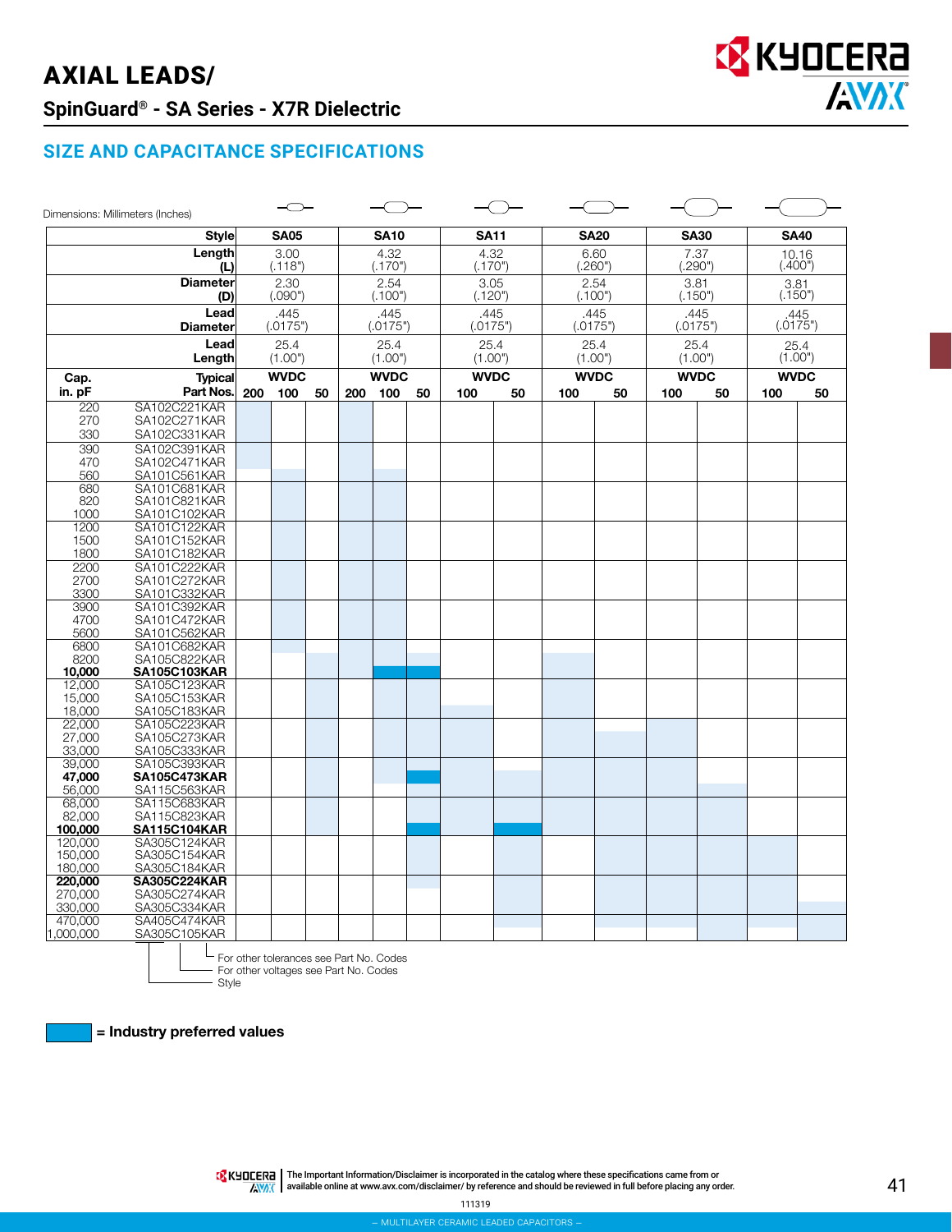# AXIAL LEADS/

## SpinGuard® - SA Series - X7R Dielectric

## SIZE AND CAPACITANCE SPECIFICATIONS

Dimensions: Millimeters (Inches)

| Style | | SA05 | | | SA10 | | | SA11 | | SA20 | | SA30 | | SA40 | |
|---|---|---|---|---|---|---|---|---|---|---|---|---|---|---|---|
| Length (L) | | 3.00 (.118") | | | 4.32 (.170") | | | 4.32 (.170") | | 6.60 (.260") | | 7.37 (.290") | | 10.16 (.400") | |
| Diameter (D) | | 2.30 (.090") | | | 2.54 (.100") | | | 3.05 (.120") | | 2.54 (.100") | | 3.81 (.150") | | 3.81 (.150") | |
| Lead Diameter | | .445 (.0175") | | | .445 (.0175") | | | .445 (.0175") | | .445 (.0175") | | .445 (.0175") | | .445 (.0175") | |
| Lead Length | | 25.4 (1.00") | | | 25.4 (1.00") | | | 25.4 (1.00") | | 25.4 (1.00") | | 25.4 (1.00") | | 25.4 (1.00") | |
| Cap. in. pF | Typical Part Nos. | WVDC 200 | 100 | 50 | WVDC 200 | 100 | 50 | WVDC 100 | 50 | WVDC 100 | 50 | WVDC 100 | 50 | WVDC 100 | 50 |
| 220 | SA102C221KAR | | | | | | | | | | | | | | |
| 270 | SA102C271KAR | | | | | | | | | | | | | | |
| 330 | SA102C331KAR | | | | | | | | | | | | | | |
| 390 | SA102C391KAR | | | | | | | | | | | | | | |
| 470 | SA102C471KAR | | | | | | | | | | | | | | |
| 560 | SA101C561KAR | | | | | | | | | | | | | | |
| 680 | SA101C681KAR | | | | | | | | | | | | | | |
| 820 | SA101C821KAR | | | | | | | | | | | | | | |
| 1000 | SA101C102KAR | | | | | | | | | | | | | | |
| 1200 | SA101C122KAR | | | | | | | | | | | | | | |
| 1500 | SA101C152KAR | | | | | | | | | | | | | | |
| 1800 | SA101C182KAR | | | | | | | | | | | | | | |
| 2200 | SA101C222KAR | | | | | | | | | | | | | | |
| 2700 | SA101C272KAR | | | | | | | | | | | | | | |
| 3300 | SA101C332KAR | | | | | | | | | | | | | | |
| 3900 | SA101C392KAR | | | | | | | | | | | | | | |
| 4700 | SA101C472KAR | | | | | | | | | | | | | | |
| 5600 | SA101C562KAR | | | | | | | | | | | | | | |
| 6800 | SA101C682KAR | | | | | | | | | | | | | | |
| 8200 | SA105C822KAR | | | | | | | | | | | | | | |
| **10,000** | **SA105C103KAR** | | | | | | | | | | | | | | |
| 12,000 | SA105C123KAR | | | | | | | | | | | | | | |
| 15,000 | SA105C153KAR | | | | | | | | | | | | | | |
| 18,000 | SA105C183KAR | | | | | | | | | | | | | | |
| 22,000 | SA105C223KAR | | | | | | | | | | | | | | |
| 27,000 | SA105C273KAR | | | | | | | | | | | | | | |
| 33,000 | SA105C333KAR | | | | | | | | | | | | | | |
| 39,000 | SA105C393KAR | | | | | | | | | | | | | | |
| **47,000** | **SA105C473KAR** | | | | | | | | | | | | | | |
| 56,000 | SA115C563KAR | | | | | | | | | | | | | | |
| 68,000 | SA115C683KAR | | | | | | | | | | | | | | |
| 82,000 | SA115C823KAR | | | | | | | | | | | | | | |
| **100,000** | **SA115C104KAR** | | | | | | | | | | | | | | |
| 120,000 | SA305C124KAR | | | | | | | | | | | | | | |
| 150,000 | SA305C154KAR | | | | | | | | | | | | | | |
| 180,000 | SA305C184KAR | | | | | | | | | | | | | | |
| **220,000** | **SA305C224KAR** | | | | | | | | | | | | | | |
| 270,000 | SA305C274KAR | | | | | | | | | | | | | | |
| 330,000 | SA305C334KAR | | | | | | | | | | | | | | |
| 470,000 | SA405C474KAR | | | | | | | | | | | | | | |
| 1,000,000 | SA305C105KAR | | | | | | | | | | | | | | |

Part number breakdown:
- For other tolerances see Part No. Codes
- For other voltages see Part No. Codes
- Style

= **Industry preferred values**

The Important Information/Disclaimer is incorporated in the catalog where these specifications came from or available online at www.avx.com/disclaimer/ by reference and should be reviewed in full before placing any order.

111319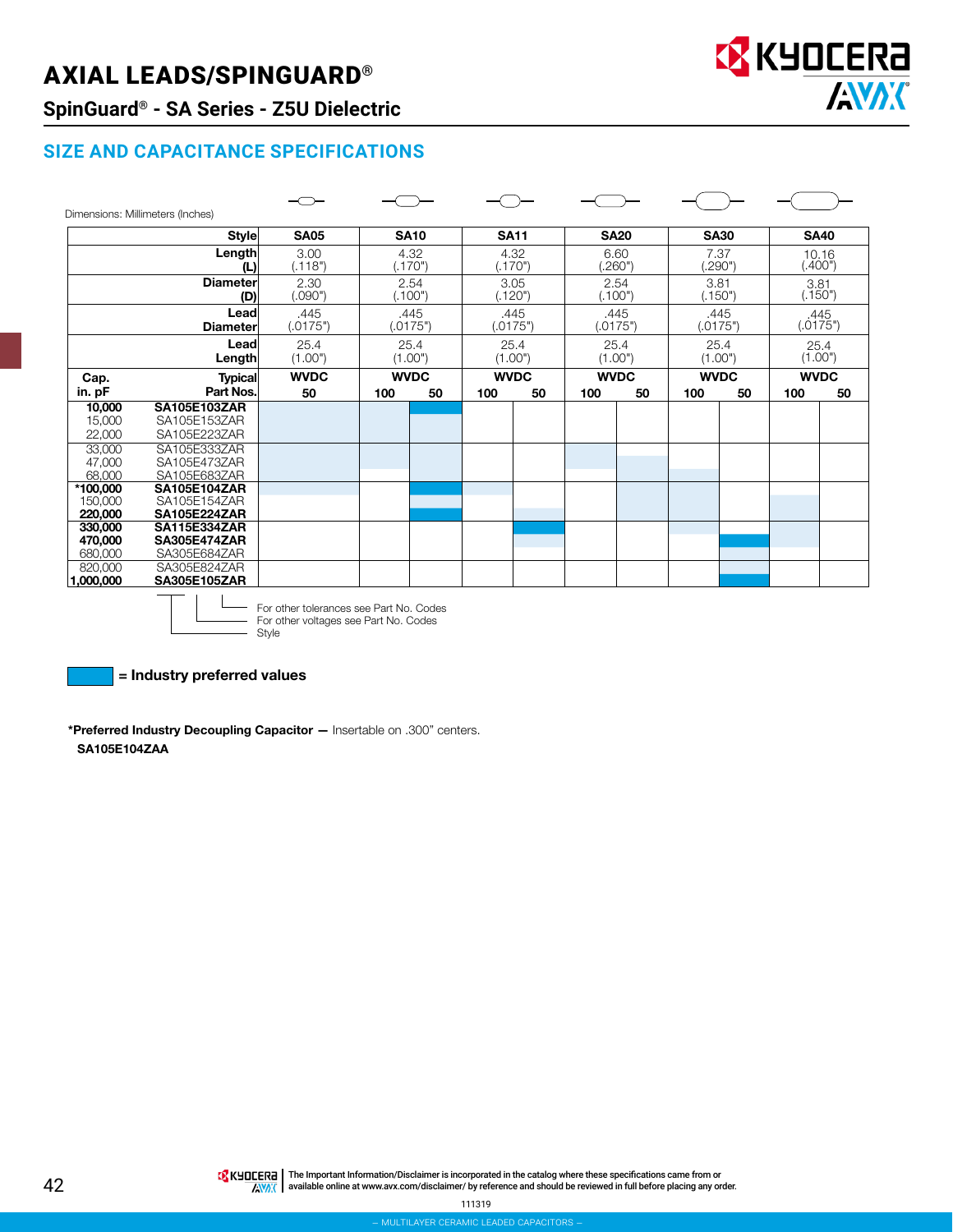# AXIAL LEADS/SPINGUARD®

## SpinGuard® - SA Series - Z5U Dielectric

## SIZE AND CAPACITANCE SPECIFICATIONS

Dimensions: Millimeters (Inches)

| | Style | SA05 | SA10 | | SA11 | | SA20 | | SA30 | | SA40 | |
|---|---|---|---|---|---|---|---|---|---|---|---|---|
| | Length (L) | 3.00 (.118") | 4.32 (.170") | | 4.32 (.170") | | 6.60 (.260") | | 7.37 (.290") | | 10.16 (.400") | |
| | Diameter (D) | 2.30 (.090") | 2.54 (.100") | | 3.05 (.120") | | 2.54 (.100") | | 3.81 (.150") | | 3.81 (.150") | |
| | Lead Diameter | .445 (.0175") | .445 (.0175") | | .445 (.0175") | | .445 (.0175") | | .445 (.0175") | | .445 (.0175") | |
| | Lead Length | 25.4 (1.00") | 25.4 (1.00") | | 25.4 (1.00") | | 25.4 (1.00") | | 25.4 (1.00") | | 25.4 (1.00") | |
| Cap. in. pF | Typical Part Nos. | WVDC 50 | WVDC 100 | 50 | WVDC 100 | 50 | WVDC 100 | 50 | WVDC 100 | 50 | WVDC 100 | 50 |
| **10,000** | **SA105E103ZAR** | | | | | | | | | | | |
| 15,000 | SA105E153ZAR | | | | | | | | | | | |
| 22,000 | SA105E223ZAR | | | | | | | | | | | |
| 33,000 | SA105E333ZAR | | | | | | | | | | | |
| 47,000 | SA105E473ZAR | | | | | | | | | | | |
| 68,000 | SA305E683ZAR | | | | | | | | | | | |
| ***100,000** | **SA105E104ZAR** | | | | | | | | | | | |
| 150,000 | SA105E154ZAR | | | | | | | | | | | |
| **220,000** | **SA105E224ZAR** | | | | | | | | | | | |
| **330,000** | **SA115E334ZAR** | | | | | | | | | | | |
| **470,000** | **SA305E474ZAR** | | | | | | | | | | | |
| 680,000 | SA305E684ZAR | | | | | | | | | | | |
| 820,000 | SA305E824ZAR | | | | | | | | | | | |
| **1,000,000** | **SA305E105ZAR** | | | | | | | | | | | |

For other tolerances see Part No. Codes
For other voltages see Part No. Codes
Style

= **Industry preferred values**

***Preferred Industry Decoupling Capacitor —** Insertable on .300" centers.
**SA105E104ZAA**